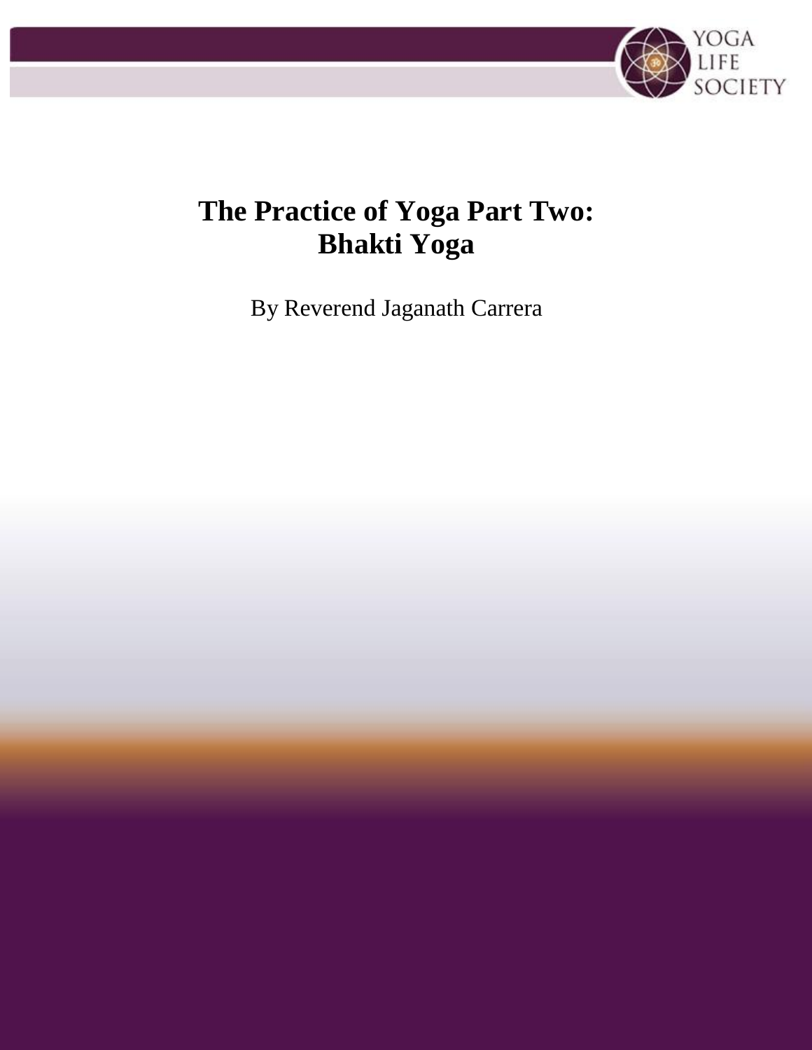# The Practice of Yoga Part Two: Bhakti Yoga

By Reverend Jaganath Carrera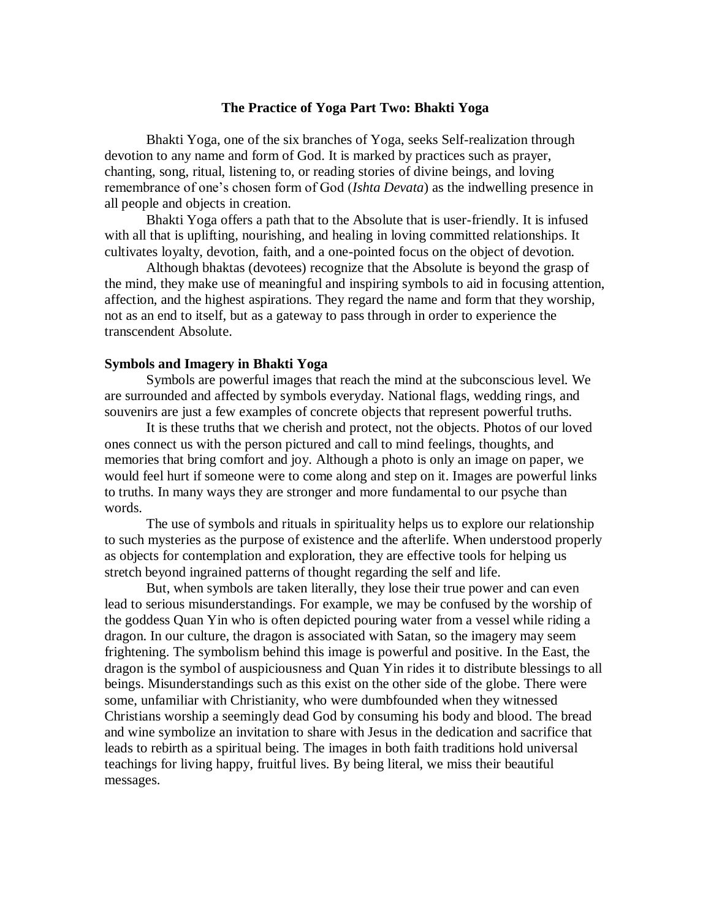## The Practice of Yoga Part Two: Bhakti Yoga

Bhakti Yoga, one of the six branches of Yoga, seeks Self-realization through devotion to any name and form of God. It is marked by practices such as prayer, chanting, song, ritual, listening to, or reading stories of divine beings, and loving remembrance of one's chosen form of God (*Ishta Devata*) as the indwelling presence in all people and objects in creation.

Bhakti Yoga offers a path that to the Absolute that is user-friendly. It is infused with all that is uplifting, nourishing, and healing in loving committed relationships. It cultivates loyalty, devotion, faith, and a one-pointed focus on the object of devotion.

Although bhaktas (devotees) recognize that the Absolute is beyond the grasp of the mind, they make use of meaningful and inspiring symbols to aid in focusing attention, affection, and the highest aspirations. They regard the name and form that they worship, not as an end to itself, but as a gateway to pass through in order to experience the transcendent Absolute.

### Symbols and Imagery in Bhakti Yoga

Symbols are powerful images that reach the mind at the subconscious level. We are surrounded and affected by symbols everyday. National flags, wedding rings, and souvenirs are just a few examples of concrete objects that represent powerful truths.

It is these truths that we cherish and protect, not the objects. Photos of our loved ones connect us with the person pictured and call to mind feelings, thoughts, and memories that bring comfort and joy. Although a photo is only an image on paper, we would feel hurt if someone were to come along and step on it. Images are powerful links to truths. In many ways they are stronger and more fundamental to our psyche than words.

The use of symbols and rituals in spirituality helps us to explore our relationship to such mysteries as the purpose of existence and the afterlife. When understood properly as objects for contemplation and exploration, they are effective tools for helping us stretch beyond ingrained patterns of thought regarding the self and life.

But, when symbols are taken literally, they lose their true power and can even lead to serious misunderstandings. For example, we may be confused by the worship of the goddess Quan Yin who is often depicted pouring water from a vessel while riding a dragon. In our culture, the dragon is associated with Satan, so the imagery may seem frightening. The symbolism behind this image is powerful and positive. In the East, the dragon is the symbol of auspiciousness and Quan Yin rides it to distribute blessings to all beings. Misunderstandings such as this exist on the other side of the globe. There were some, unfamiliar with Christianity, who were dumbfounded when they witnessed Christians worship a seemingly dead God by consuming his body and blood. The bread and wine symbolize an invitation to share with Jesus in the dedication and sacrifice that leads to rebirth as a spiritual being. The images in both faith traditions hold universal teachings for living happy, fruitful lives. By being literal, we miss their beautiful messages.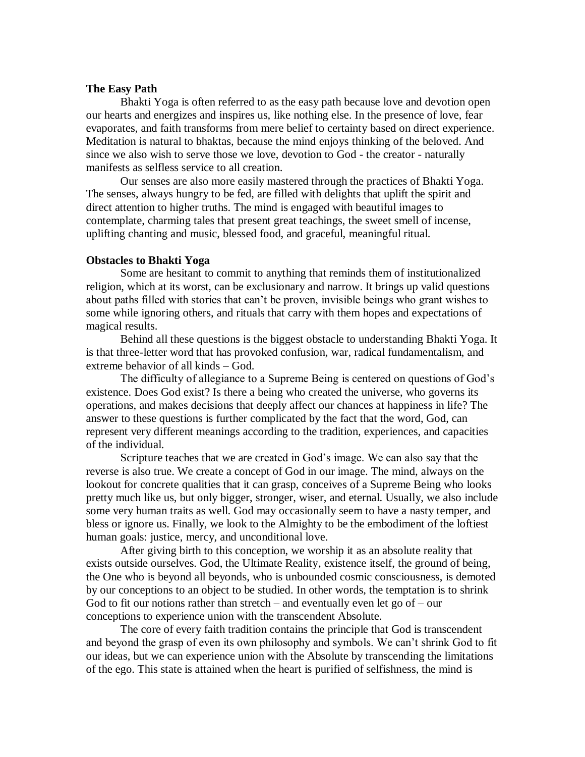### The Easy Path

Bhakti Yoga is often referred to as the easy path because love and devotion open our hearts and energizes and inspires us, like nothing else. In the presence of love, fear evaporates, and faith transforms from mere belief to certainty based on direct experience. Meditation is natural to bhaktas, because the mind enjoys thinking of the beloved. And since we also wish to serve those we love, devotion to God - the creator - naturally manifests as selfless service to all creation.

Our senses are also more easily mastered through the practices of Bhakti Yoga. The senses, always hungry to be fed, are filled with delights that uplift the spirit and direct attention to higher truths. The mind is engaged with beautiful images to contemplate, charming tales that present great teachings, the sweet smell of incense, uplifting chanting and music, blessed food, and graceful, meaningful ritual.

### Obstacles to Bhakti Yoga

Some are hesitant to commit to anything that reminds them of institutionalized religion, which at its worst, can be exclusionary and narrow. It brings up valid questions about paths filled with stories that can't be proven, invisible beings who grant wishes to some while ignoring others, and rituals that carry with them hopes and expectations of magical results.

Behind all these questions is the biggest obstacle to understanding Bhakti Yoga. It is that three-letter word that has provoked confusion, war, radical fundamentalism, and extreme behavior of all kinds – God.

The difficulty of allegiance to a Supreme Being is centered on questions of God's existence. Does God exist? Is there a being who created the universe, who governs its operations, and makes decisions that deeply affect our chances at happiness in life? The answer to these questions is further complicated by the fact that the word, God, can represent very different meanings according to the tradition, experiences, and capacities of the individual.

Scripture teaches that we are created in God's image. We can also say that the reverse is also true. We create a concept of God in our image. The mind, always on the lookout for concrete qualities that it can grasp, conceives of a Supreme Being who looks pretty much like us, but only bigger, stronger, wiser, and eternal. Usually, we also include some very human traits as well. God may occasionally seem to have a nasty temper, and bless or ignore us. Finally, we look to the Almighty to be the embodiment of the loftiest human goals: justice, mercy, and unconditional love.

After giving birth to this conception, we worship it as an absolute reality that exists outside ourselves. God, the Ultimate Reality, existence itself, the ground of being, the One who is beyond all beyonds, who is unbounded cosmic consciousness, is demoted by our conceptions to an object to be studied. In other words, the temptation is to shrink God to fit our notions rather than stretch – and eventually even let go of – our conceptions to experience union with the transcendent Absolute.

The core of every faith tradition contains the principle that God is transcendent and beyond the grasp of even its own philosophy and symbols. We can't shrink God to fit our ideas, but we can experience union with the Absolute by transcending the limitations of the ego. This state is attained when the heart is purified of selfishness, the mind is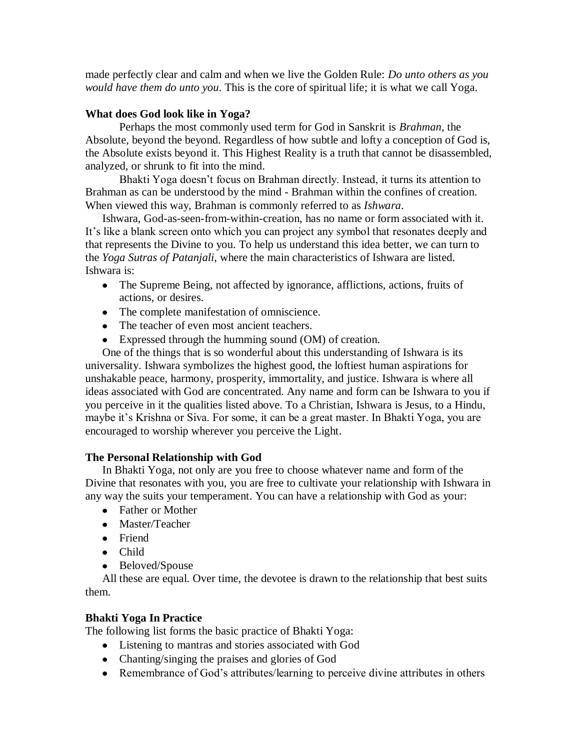made perfectly clear and calm and when we live the Golden Rule: *Do unto others as you would have them do unto you*. This is the core of spiritual life; it is what we call Yoga.

### What does God look like in Yoga?

Perhaps the most commonly used term for God in Sanskrit is *Brahman*, the Absolute, beyond the beyond. Regardless of how subtle and lofty a conception of God is, the Absolute exists beyond it. This Highest Reality is a truth that cannot be disassembled, analyzed, or shrunk to fit into the mind.

Bhakti Yoga doesn't focus on Brahman directly. Instead, it turns its attention to Brahman as can be understood by the mind - Brahman within the confines of creation. When viewed this way, Brahman is commonly referred to as *Ishwara*.

Ishwara, God-as-seen-from-within-creation, has no name or form associated with it. It's like a blank screen onto which you can project any symbol that resonates deeply and that represents the Divine to you. To help us understand this idea better, we can turn to the *Yoga Sutras of Patanjali*, where the main characteristics of Ishwara are listed. Ishwara is:

- The Supreme Being, not affected by ignorance, afflictions, actions, fruits of actions, or desires.
- The complete manifestation of omniscience.
- The teacher of even most ancient teachers.
- Expressed through the humming sound (OM) of creation.

One of the things that is so wonderful about this understanding of Ishwara is its universality. Ishwara symbolizes the highest good, the loftiest human aspirations for unshakable peace, harmony, prosperity, immortality, and justice. Ishwara is where all ideas associated with God are concentrated. Any name and form can be Ishwara to you if you perceive in it the qualities listed above. To a Christian, Ishwara is Jesus, to a Hindu, maybe it's Krishna or Siva. For some, it can be a great master. In Bhakti Yoga, you are encouraged to worship wherever you perceive the Light.

### The Personal Relationship with God

In Bhakti Yoga, not only are you free to choose whatever name and form of the Divine that resonates with you, you are free to cultivate your relationship with Ishwara in any way the suits your temperament. You can have a relationship with God as your:

- Father or Mother
- Master/Teacher
- Friend
- Child
- Beloved/Spouse

All these are equal. Over time, the devotee is drawn to the relationship that best suits them.

### Bhakti Yoga In Practice

The following list forms the basic practice of Bhakti Yoga:

- Listening to mantras and stories associated with God
- Chanting/singing the praises and glories of God
- Remembrance of God's attributes/learning to perceive divine attributes in others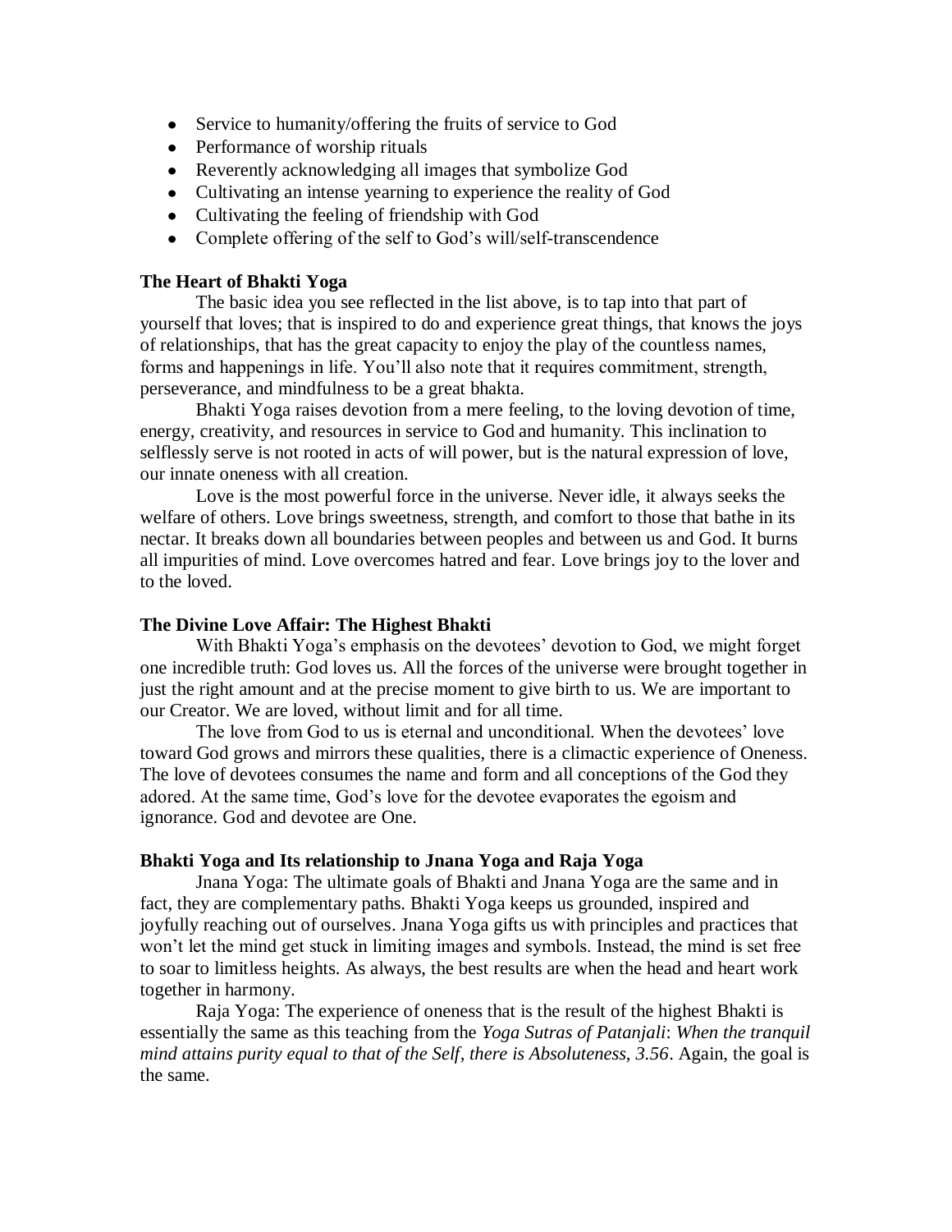- Service to humanity/offering the fruits of service to God
- Performance of worship rituals
- Reverently acknowledging all images that symbolize God
- Cultivating an intense yearning to experience the reality of God
- Cultivating the feeling of friendship with God
- Complete offering of the self to God's will/self-transcendence

**The Heart of Bhakti Yoga**

The basic idea you see reflected in the list above, is to tap into that part of yourself that loves; that is inspired to do and experience great things, that knows the joys of relationships, that has the great capacity to enjoy the play of the countless names, forms and happenings in life. You'll also note that it requires commitment, strength, perseverance, and mindfulness to be a great bhakta.

Bhakti Yoga raises devotion from a mere feeling, to the loving devotion of time, energy, creativity, and resources in service to God and humanity. This inclination to selflessly serve is not rooted in acts of will power, but is the natural expression of love, our innate oneness with all creation.

Love is the most powerful force in the universe. Never idle, it always seeks the welfare of others. Love brings sweetness, strength, and comfort to those that bathe in its nectar. It breaks down all boundaries between peoples and between us and God. It burns all impurities of mind. Love overcomes hatred and fear. Love brings joy to the lover and to the loved.

**The Divine Love Affair: The Highest Bhakti**

With Bhakti Yoga's emphasis on the devotees' devotion to God, we might forget one incredible truth: God loves us. All the forces of the universe were brought together in just the right amount and at the precise moment to give birth to us. We are important to our Creator. We are loved, without limit and for all time.

The love from God to us is eternal and unconditional. When the devotees' love toward God grows and mirrors these qualities, there is a climactic experience of Oneness. The love of devotees consumes the name and form and all conceptions of the God they adored. At the same time, God's love for the devotee evaporates the egoism and ignorance. God and devotee are One.

**Bhakti Yoga and Its relationship to Jnana Yoga and Raja Yoga**

Jnana Yoga: The ultimate goals of Bhakti and Jnana Yoga are the same and in fact, they are complementary paths. Bhakti Yoga keeps us grounded, inspired and joyfully reaching out of ourselves. Jnana Yoga gifts us with principles and practices that won't let the mind get stuck in limiting images and symbols. Instead, the mind is set free to soar to limitless heights. As always, the best results are when the head and heart work together in harmony.

Raja Yoga: The experience of oneness that is the result of the highest Bhakti is essentially the same as this teaching from the *Yoga Sutras of Patanjali*: *When the tranquil mind attains purity equal to that of the Self, there is Absoluteness, 3.56*. Again, the goal is the same.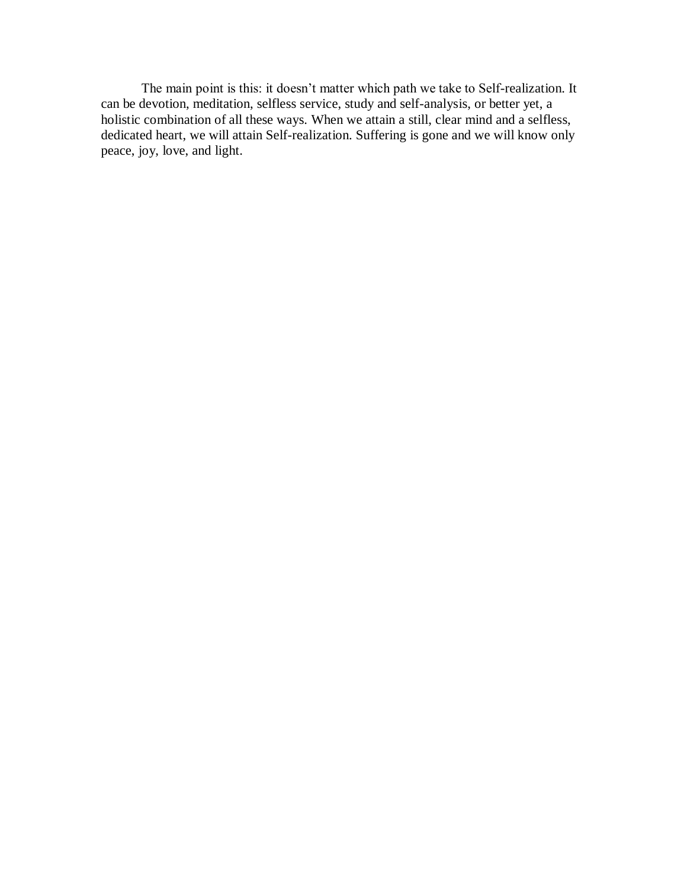The main point is this: it doesn’t matter which path we take to Self-realization. It can be devotion, meditation, selfless service, study and self-analysis, or better yet, a holistic combination of all these ways. When we attain a still, clear mind and a selfless, dedicated heart, we will attain Self-realization. Suffering is gone and we will know only peace, joy, love, and light.